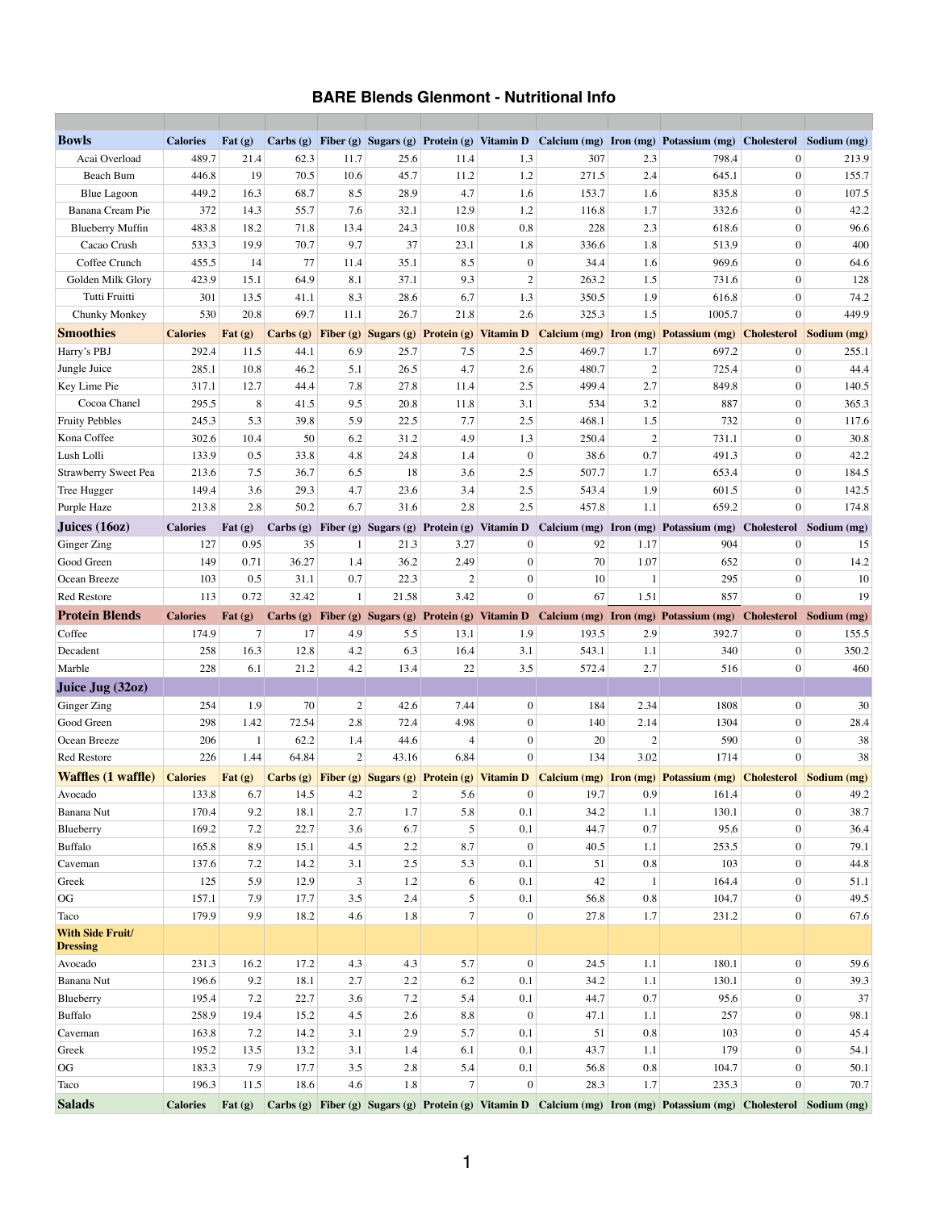# BARE Blends Glenmont - Nutritional Info

| | | | | | | | | | | | |
|---|---|---|---|---|---|---|---|---|---|---|---|
| **Bowls** | **Calories** | **Fat (g)** | **Carbs (g)** | **Fiber (g)** | **Sugars (g)** | **Protein (g)** | **Vitamin D** | **Calcium (mg)** | **Iron (mg)** | **Potassium (mg)** | **Cholesterol** | **Sodium (mg)** |
| Acai Overload | 489.7 | 21.4 | 62.3 | 11.7 | 25.6 | 11.4 | 1.3 | 307 | 2.3 | 798.4 | 0 | 213.9 |
| Beach Bum | 446.8 | 19 | 70.5 | 10.6 | 45.7 | 11.2 | 1.2 | 271.5 | 2.4 | 645.1 | 0 | 155.7 |
| Blue Lagoon | 449.2 | 16.3 | 68.7 | 8.5 | 28.9 | 4.7 | 1.6 | 153.7 | 1.6 | 835.8 | 0 | 107.5 |
| Banana Cream Pie | 372 | 14.3 | 55.7 | 7.6 | 32.1 | 12.9 | 1.2 | 116.8 | 1.7 | 332.6 | 0 | 42.2 |
| Blueberry Muffin | 483.8 | 18.2 | 71.8 | 13.4 | 24.3 | 10.8 | 0.8 | 228 | 2.3 | 618.6 | 0 | 96.6 |
| Cacao Crush | 533.3 | 19.9 | 70.7 | 9.7 | 37 | 23.1 | 1.8 | 336.6 | 1.8 | 513.9 | 0 | 400 |
| Coffee Crunch | 455.5 | 14 | 77 | 11.4 | 35.1 | 8.5 | 0 | 34.4 | 1.6 | 969.6 | 0 | 64.6 |
| Golden Milk Glory | 423.9 | 15.1 | 64.9 | 8.1 | 37.1 | 9.3 | 2 | 263.2 | 1.5 | 731.6 | 0 | 128 |
| Tutti Fruitti | 301 | 13.5 | 41.1 | 8.3 | 28.6 | 6.7 | 1.3 | 350.5 | 1.9 | 616.8 | 0 | 74.2 |
| Chunky Monkey | 530 | 20.8 | 69.7 | 11.1 | 26.7 | 21.8 | 2.6 | 325.3 | 1.5 | 1005.7 | 0 | 449.9 |
| **Smoothies** | **Calories** | **Fat (g)** | **Carbs (g)** | **Fiber (g)** | **Sugars (g)** | **Protein (g)** | **Vitamin D** | **Calcium (mg)** | **Iron (mg)** | **Potassium (mg)** | **Cholesterol** | **Sodium (mg)** |
| Harry's PBJ | 292.4 | 11.5 | 44.1 | 6.9 | 25.7 | 7.5 | 2.5 | 469.7 | 1.7 | 697.2 | 0 | 255.1 |
| Jungle Juice | 285.1 | 10.8 | 46.2 | 5.1 | 26.5 | 4.7 | 2.6 | 480.7 | 2 | 725.4 | 0 | 44.4 |
| Key Lime Pie | 317.1 | 12.7 | 44.4 | 7.8 | 27.8 | 11.4 | 2.5 | 499.4 | 2.7 | 849.8 | 0 | 140.5 |
| Cocoa Chanel | 295.5 | 8 | 41.5 | 9.5 | 20.8 | 11.8 | 3.1 | 534 | 3.2 | 887 | 0 | 365.3 |
| Fruity Pebbles | 245.3 | 5.3 | 39.8 | 5.9 | 22.5 | 7.7 | 2.5 | 468.1 | 1.5 | 732 | 0 | 117.6 |
| Kona Coffee | 302.6 | 10.4 | 50 | 6.2 | 31.2 | 4.9 | 1.3 | 250.4 | 2 | 731.1 | 0 | 30.8 |
| Lush Lolli | 133.9 | 0.5 | 33.8 | 4.8 | 24.8 | 1.4 | 0 | 38.6 | 0.7 | 491.3 | 0 | 42.2 |
| Strawberry Sweet Pea | 213.6 | 7.5 | 36.7 | 6.5 | 18 | 3.6 | 2.5 | 507.7 | 1.7 | 653.4 | 0 | 184.5 |
| Tree Hugger | 149.4 | 3.6 | 29.3 | 4.7 | 23.6 | 3.4 | 2.5 | 543.4 | 1.9 | 601.5 | 0 | 142.5 |
| Purple Haze | 213.8 | 2.8 | 50.2 | 6.7 | 31.6 | 2.8 | 2.5 | 457.8 | 1.1 | 659.2 | 0 | 174.8 |
| **Juices (16oz)** | **Calories** | **Fat (g)** | **Carbs (g)** | **Fiber (g)** | **Sugars (g)** | **Protein (g)** | **Vitamin D** | **Calcium (mg)** | **Iron (mg)** | **Potassium (mg)** | **Cholesterol** | **Sodium (mg)** |
| Ginger Zing | 127 | 0.95 | 35 | 1 | 21.3 | 3.27 | 0 | 92 | 1.17 | 904 | 0 | 15 |
| Good Green | 149 | 0.71 | 36.27 | 1.4 | 36.2 | 2.49 | 0 | 70 | 1.07 | 652 | 0 | 14.2 |
| Ocean Breeze | 103 | 0.5 | 31.1 | 0.7 | 22.3 | 2 | 0 | 10 | 1 | 295 | 0 | 10 |
| Red Restore | 113 | 0.72 | 32.42 | 1 | 21.58 | 3.42 | 0 | 67 | 1.51 | 857 | 0 | 19 |
| **Protein Blends** | **Calories** | **Fat (g)** | **Carbs (g)** | **Fiber (g)** | **Sugars (g)** | **Protein (g)** | **Vitamin D** | **Calcium (mg)** | **Iron (mg)** | **Potassium (mg)** | **Cholesterol** | **Sodium (mg)** |
| Coffee | 174.9 | 7 | 17 | 4.9 | 5.5 | 13.1 | 1.9 | 193.5 | 2.9 | 392.7 | 0 | 155.5 |
| Decadent | 258 | 16.3 | 12.8 | 4.2 | 6.3 | 16.4 | 3.1 | 543.1 | 1.1 | 340 | 0 | 350.2 |
| Marble | 228 | 6.1 | 21.2 | 4.2 | 13.4 | 22 | 3.5 | 572.4 | 2.7 | 516 | 0 | 460 |
| **Juice Jug (32oz)** | | | | | | | | | | | | |
| Ginger Zing | 254 | 1.9 | 70 | 2 | 42.6 | 7.44 | 0 | 184 | 2.34 | 1808 | 0 | 30 |
| Good Green | 298 | 1.42 | 72.54 | 2.8 | 72.4 | 4.98 | 0 | 140 | 2.14 | 1304 | 0 | 28.4 |
| Ocean Breeze | 206 | 1 | 62.2 | 1.4 | 44.6 | 4 | 0 | 20 | 2 | 590 | 0 | 38 |
| Red Restore | 226 | 1.44 | 64.84 | 2 | 43.16 | 6.84 | 0 | 134 | 3.02 | 1714 | 0 | 38 |
| **Waffles (1 waffle)** | **Calories** | **Fat (g)** | **Carbs (g)** | **Fiber (g)** | **Sugars (g)** | **Protein (g)** | **Vitamin D** | **Calcium (mg)** | **Iron (mg)** | **Potassium (mg)** | **Cholesterol** | **Sodium (mg)** |
| Avocado | 133.8 | 6.7 | 14.5 | 4.2 | 2 | 5.6 | 0 | 19.7 | 0.9 | 161.4 | 0 | 49.2 |
| Banana Nut | 170.4 | 9.2 | 18.1 | 2.7 | 1.7 | 5.8 | 0.1 | 34.2 | 1.1 | 130.1 | 0 | 38.7 |
| Blueberry | 169.2 | 7.2 | 22.7 | 3.6 | 6.7 | 5 | 0.1 | 44.7 | 0.7 | 95.6 | 0 | 36.4 |
| Buffalo | 165.8 | 8.9 | 15.1 | 4.5 | 2.2 | 8.7 | 0 | 40.5 | 1.1 | 253.5 | 0 | 79.1 |
| Caveman | 137.6 | 7.2 | 14.2 | 3.1 | 2.5 | 5.3 | 0.1 | 51 | 0.8 | 103 | 0 | 44.8 |
| Greek | 125 | 5.9 | 12.9 | 3 | 1.2 | 6 | 0.1 | 42 | 1 | 164.4 | 0 | 51.1 |
| OG | 157.1 | 7.9 | 17.7 | 3.5 | 2.4 | 5 | 0.1 | 56.8 | 0.8 | 104.7 | 0 | 49.5 |
| Taco | 179.9 | 9.9 | 18.2 | 4.6 | 1.8 | 7 | 0 | 27.8 | 1.7 | 231.2 | 0 | 67.6 |
| **With Side Fruit/ Dressing** | | | | | | | | | | | | |
| Avocado | 231.3 | 16.2 | 17.2 | 4.3 | 4.3 | 5.7 | 0 | 24.5 | 1.1 | 180.1 | 0 | 59.6 |
| Banana Nut | 196.6 | 9.2 | 18.1 | 2.7 | 2.2 | 6.2 | 0.1 | 34.2 | 1.1 | 130.1 | 0 | 39.3 |
| Blueberry | 195.4 | 7.2 | 22.7 | 3.6 | 7.2 | 5.4 | 0.1 | 44.7 | 0.7 | 95.6 | 0 | 37 |
| Buffalo | 258.9 | 19.4 | 15.2 | 4.5 | 2.6 | 8.8 | 0 | 47.1 | 1.1 | 257 | 0 | 98.1 |
| Caveman | 163.8 | 7.2 | 14.2 | 3.1 | 2.9 | 5.7 | 0.1 | 51 | 0.8 | 103 | 0 | 45.4 |
| Greek | 195.2 | 13.5 | 13.2 | 3.1 | 1.4 | 6.1 | 0.1 | 43.7 | 1.1 | 179 | 0 | 54.1 |
| OG | 183.3 | 7.9 | 17.7 | 3.5 | 2.8 | 5.4 | 0.1 | 56.8 | 0.8 | 104.7 | 0 | 50.1 |
| Taco | 196.3 | 11.5 | 18.6 | 4.6 | 1.8 | 7 | 0 | 28.3 | 1.7 | 235.3 | 0 | 70.7 |
| **Salads** | **Calories** | **Fat (g)** | **Carbs (g)** | **Fiber (g)** | **Sugars (g)** | **Protein (g)** | **Vitamin D** | **Calcium (mg)** | **Iron (mg)** | **Potassium (mg)** | **Cholesterol** | **Sodium (mg)** |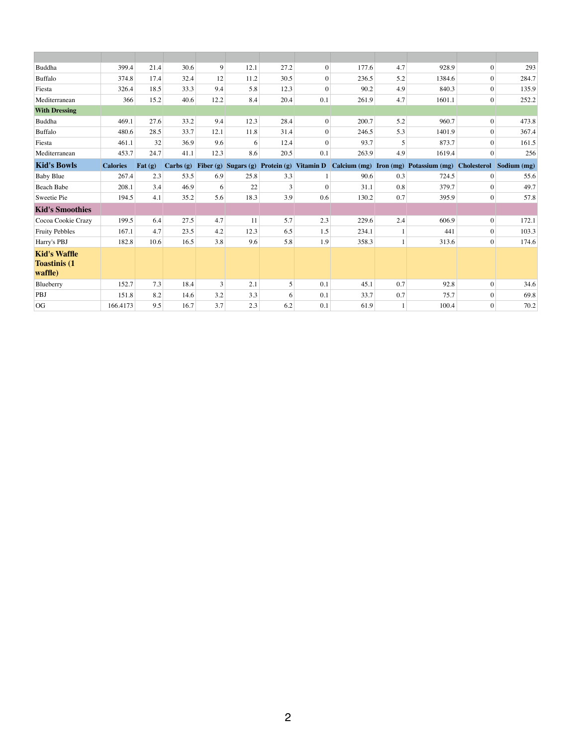| | | | | | | | | | | | |
|---|---|---|---|---|---|---|---|---|---|---|---|
| Buddha | 399.4 | 21.4 | 30.6 | 9 | 12.1 | 27.2 | 0 | 177.6 | 4.7 | 928.9 | 0 | 293 |
| Buffalo | 374.8 | 17.4 | 32.4 | 12 | 11.2 | 30.5 | 0 | 236.5 | 5.2 | 1384.6 | 0 | 284.7 |
| Fiesta | 326.4 | 18.5 | 33.3 | 9.4 | 5.8 | 12.3 | 0 | 90.2 | 4.9 | 840.3 | 0 | 135.9 |
| Mediterranean | 366 | 15.2 | 40.6 | 12.2 | 8.4 | 20.4 | 0.1 | 261.9 | 4.7 | 1601.1 | 0 | 252.2 |
| **With Dressing** | | | | | | | | | | | | |
| Buddha | 469.1 | 27.6 | 33.2 | 9.4 | 12.3 | 28.4 | 0 | 200.7 | 5.2 | 960.7 | 0 | 473.8 |
| Buffalo | 480.6 | 28.5 | 33.7 | 12.1 | 11.8 | 31.4 | 0 | 246.5 | 5.3 | 1401.9 | 0 | 367.4 |
| Fiesta | 461.1 | 32 | 36.9 | 9.6 | 6 | 12.4 | 0 | 93.7 | 5 | 873.7 | 0 | 161.5 |
| Mediterranean | 453.7 | 24.7 | 41.1 | 12.3 | 8.6 | 20.5 | 0.1 | 263.9 | 4.9 | 1619.4 | 0 | 256 |
| **Kid's Bowls** | **Calories** | **Fat (g)** | **Carbs (g)** | **Fiber (g)** | **Sugars (g)** | **Protein (g)** | **Vitamin D** | **Calcium (mg)** | **Iron (mg)** | **Potassium (mg)** | **Cholesterol** | **Sodium (mg)** |
| Baby Blue | 267.4 | 2.3 | 53.5 | 6.9 | 25.8 | 3.3 | 1 | 90.6 | 0.3 | 724.5 | 0 | 55.6 |
| Beach Babe | 208.1 | 3.4 | 46.9 | 6 | 22 | 3 | 0 | 31.1 | 0.8 | 379.7 | 0 | 49.7 |
| Sweetie Pie | 194.5 | 4.1 | 35.2 | 5.6 | 18.3 | 3.9 | 0.6 | 130.2 | 0.7 | 395.9 | 0 | 57.8 |
| **Kid's Smoothies** | | | | | | | | | | | | |
| Cocoa Cookie Crazy | 199.5 | 6.4 | 27.5 | 4.7 | 11 | 5.7 | 2.3 | 229.6 | 2.4 | 606.9 | 0 | 172.1 |
| Fruity Pebbles | 167.1 | 4.7 | 23.5 | 4.2 | 12.3 | 6.5 | 1.5 | 234.1 | 1 | 441 | 0 | 103.3 |
| Harry's PBJ | 182.8 | 10.6 | 16.5 | 3.8 | 9.6 | 5.8 | 1.9 | 358.3 | 1 | 313.6 | 0 | 174.6 |
| **Kid's Waffle Toastinis (1 waffle)** | | | | | | | | | | | | |
| Blueberry | 152.7 | 7.3 | 18.4 | 3 | 2.1 | 5 | 0.1 | 45.1 | 0.7 | 92.8 | 0 | 34.6 |
| PBJ | 151.8 | 8.2 | 14.6 | 3.2 | 3.3 | 6 | 0.1 | 33.7 | 0.7 | 75.7 | 0 | 69.8 |
| OG | 166.4173 | 9.5 | 16.7 | 3.7 | 2.3 | 6.2 | 0.1 | 61.9 | 1 | 100.4 | 0 | 70.2 |